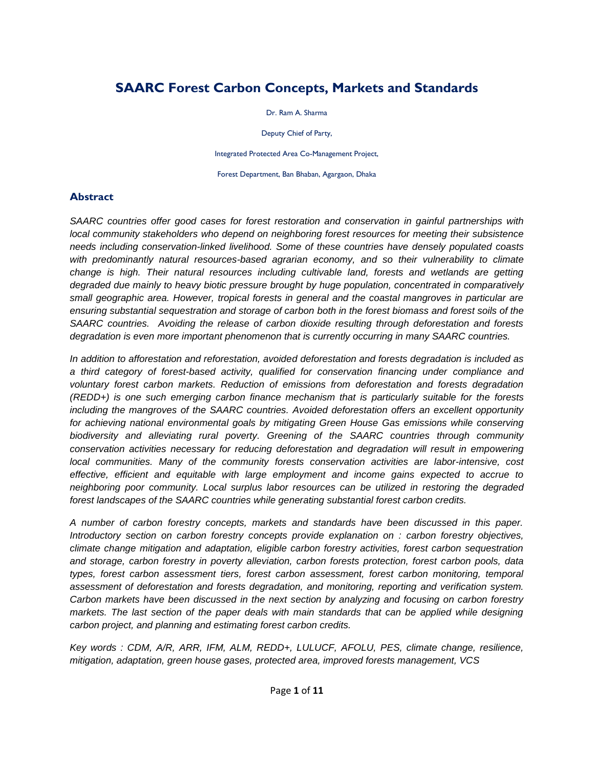# SAARC Forest Carbon Concepts, Markets and Standards

Dr. Ram A. Sharma

Deputy Chief of Party,

Integrated Protected Area Co-Management Project,

Forest Department, Ban Bhaban, Agargaon, Dhaka

## Abstract

*SAARC countries offer good cases for forest restoration and conservation in gainful partnerships with local community stakeholders who depend on neighboring forest resources for meeting their subsistence needs including conservation-linked livelihood. Some of these countries have densely populated coasts with predominantly natural resources-based agrarian economy, and so their vulnerability to climate change is high. Their natural resources including cultivable land, forests and wetlands are getting degraded due mainly to heavy biotic pressure brought by huge population, concentrated in comparatively small geographic area. However, tropical forests in general and the coastal mangroves in particular are ensuring substantial sequestration and storage of carbon both in the forest biomass and forest soils of the SAARC countries. Avoiding the release of carbon dioxide resulting through deforestation and forests degradation is even more important phenomenon that is currently occurring in many SAARC countries.*

*In addition to afforestation and reforestation, avoided deforestation and forests degradation is included as a third category of forest-based activity, qualified for conservation financing under compliance and voluntary forest carbon markets. Reduction of emissions from deforestation and forests degradation (REDD+) is one such emerging carbon finance mechanism that is particularly suitable for the forests including the mangroves of the SAARC countries. Avoided deforestation offers an excellent opportunity for achieving national environmental goals by mitigating Green House Gas emissions while conserving biodiversity and alleviating rural poverty. Greening of the SAARC countries through community conservation activities necessary for reducing deforestation and degradation will result in empowering local communities. Many of the community forests conservation activities are labor-intensive, cost effective, efficient and equitable with large employment and income gains expected to accrue to neighboring poor community. Local surplus labor resources can be utilized in restoring the degraded forest landscapes of the SAARC countries while generating substantial forest carbon credits.*

*A number of carbon forestry concepts, markets and standards have been discussed in this paper. Introductory section on carbon forestry concepts provide explanation on : carbon forestry objectives, climate change mitigation and adaptation, eligible carbon forestry activities, forest carbon sequestration and storage, carbon forestry in poverty alleviation, carbon forests protection, forest carbon pools, data types, forest carbon assessment tiers, forest carbon assessment, forest carbon monitoring, temporal assessment of deforestation and forests degradation, and monitoring, reporting and verification system. Carbon markets have been discussed in the next section by analyzing and focusing on carbon forestry markets. The last section of the paper deals with main standards that can be applied while designing carbon project, and planning and estimating forest carbon credits.*

*Key words : CDM, A/R, ARR, IFM, ALM, REDD+, LULUCF, AFOLU, PES, climate change, resilience, mitigation, adaptation, green house gases, protected area, improved forests management, VCS*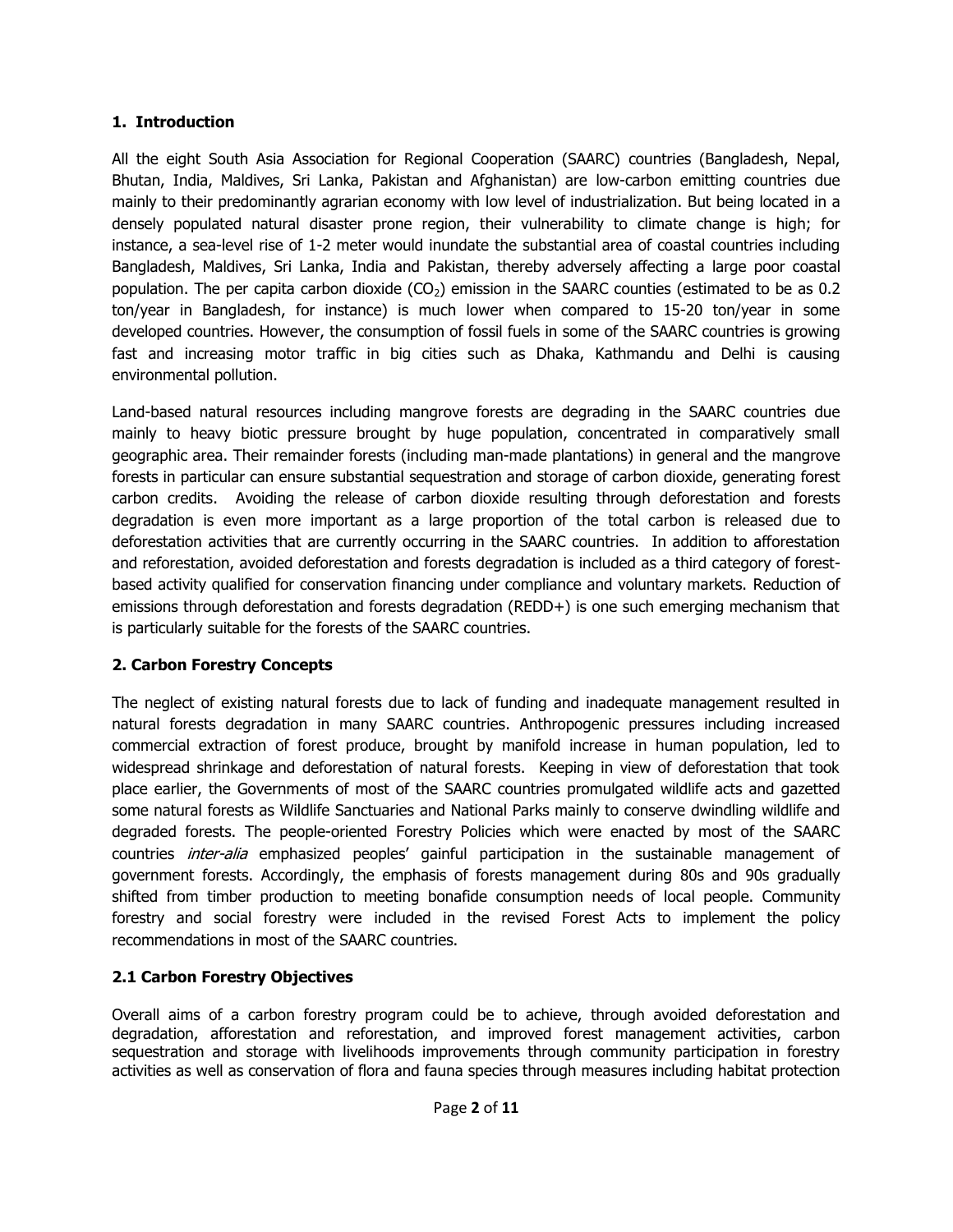## 1. Introduction

All the eight South Asia Association for Regional Cooperation (SAARC) countries (Bangladesh, Nepal, Bhutan, India, Maldives, Sri Lanka, Pakistan and Afghanistan) are low-carbon emitting countries due mainly to their predominantly agrarian economy with low level of industrialization. But being located in a densely populated natural disaster prone region, their vulnerability to climate change is high; for instance, a sea-level rise of 1-2 meter would inundate the substantial area of coastal countries including Bangladesh, Maldives, Sri Lanka, India and Pakistan, thereby adversely affecting a large poor coastal population. The per capita carbon dioxide ($CO_2$) emission in the SAARC counties (estimated to be as 0.2 ton/year in Bangladesh, for instance) is much lower when compared to 15-20 ton/year in some developed countries. However, the consumption of fossil fuels in some of the SAARC countries is growing fast and increasing motor traffic in big cities such as Dhaka, Kathmandu and Delhi is causing environmental pollution.

Land-based natural resources including mangrove forests are degrading in the SAARC countries due mainly to heavy biotic pressure brought by huge population, concentrated in comparatively small geographic area. Their remainder forests (including man-made plantations) in general and the mangrove forests in particular can ensure substantial sequestration and storage of carbon dioxide, generating forest carbon credits. Avoiding the release of carbon dioxide resulting through deforestation and forests degradation is even more important as a large proportion of the total carbon is released due to deforestation activities that are currently occurring in the SAARC countries. In addition to afforestation and reforestation, avoided deforestation and forests degradation is included as a third category of forest-based activity qualified for conservation financing under compliance and voluntary markets. Reduction of emissions through deforestation and forests degradation (REDD+) is one such emerging mechanism that is particularly suitable for the forests of the SAARC countries.

## 2. Carbon Forestry Concepts

The neglect of existing natural forests due to lack of funding and inadequate management resulted in natural forests degradation in many SAARC countries. Anthropogenic pressures including increased commercial extraction of forest produce, brought by manifold increase in human population, led to widespread shrinkage and deforestation of natural forests. Keeping in view of deforestation that took place earlier, the Governments of most of the SAARC countries promulgated wildlife acts and gazetted some natural forests as Wildlife Sanctuaries and National Parks mainly to conserve dwindling wildlife and degraded forests. The people-oriented Forestry Policies which were enacted by most of the SAARC countries *inter-alia* emphasized peoples' gainful participation in the sustainable management of government forests. Accordingly, the emphasis of forests management during 80s and 90s gradually shifted from timber production to meeting bonafide consumption needs of local people. Community forestry and social forestry were included in the revised Forest Acts to implement the policy recommendations in most of the SAARC countries.

### 2.1 Carbon Forestry Objectives

Overall aims of a carbon forestry program could be to achieve, through avoided deforestation and degradation, afforestation and reforestation, and improved forest management activities, carbon sequestration and storage with livelihoods improvements through community participation in forestry activities as well as conservation of flora and fauna species through measures including habitat protection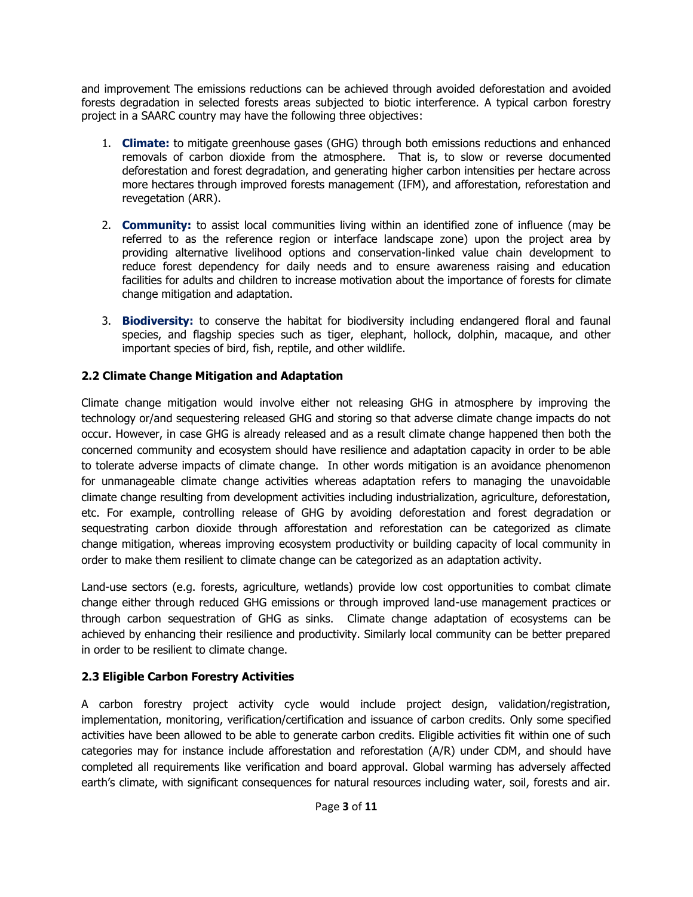and improvement The emissions reductions can be achieved through avoided deforestation and avoided forests degradation in selected forests areas subjected to biotic interference. A typical carbon forestry project in a SAARC country may have the following three objectives:

1. **Climate:** to mitigate greenhouse gases (GHG) through both emissions reductions and enhanced removals of carbon dioxide from the atmosphere. That is, to slow or reverse documented deforestation and forest degradation, and generating higher carbon intensities per hectare across more hectares through improved forests management (IFM), and afforestation, reforestation and revegetation (ARR).

2. **Community:** to assist local communities living within an identified zone of influence (may be referred to as the reference region or interface landscape zone) upon the project area by providing alternative livelihood options and conservation-linked value chain development to reduce forest dependency for daily needs and to ensure awareness raising and education facilities for adults and children to increase motivation about the importance of forests for climate change mitigation and adaptation.

3. **Biodiversity:** to conserve the habitat for biodiversity including endangered floral and faunal species, and flagship species such as tiger, elephant, hollock, dolphin, macaque, and other important species of bird, fish, reptile, and other wildlife.

### 2.2 Climate Change Mitigation and Adaptation

Climate change mitigation would involve either not releasing GHG in atmosphere by improving the technology or/and sequestering released GHG and storing so that adverse climate change impacts do not occur. However, in case GHG is already released and as a result climate change happened then both the concerned community and ecosystem should have resilience and adaptation capacity in order to be able to tolerate adverse impacts of climate change. In other words mitigation is an avoidance phenomenon for unmanageable climate change activities whereas adaptation refers to managing the unavoidable climate change resulting from development activities including industrialization, agriculture, deforestation, etc. For example, controlling release of GHG by avoiding deforestation and forest degradation or sequestrating carbon dioxide through afforestation and reforestation can be categorized as climate change mitigation, whereas improving ecosystem productivity or building capacity of local community in order to make them resilient to climate change can be categorized as an adaptation activity.

Land-use sectors (e.g. forests, agriculture, wetlands) provide low cost opportunities to combat climate change either through reduced GHG emissions or through improved land-use management practices or through carbon sequestration of GHG as sinks. Climate change adaptation of ecosystems can be achieved by enhancing their resilience and productivity. Similarly local community can be better prepared in order to be resilient to climate change.

### 2.3 Eligible Carbon Forestry Activities

A carbon forestry project activity cycle would include project design, validation/registration, implementation, monitoring, verification/certification and issuance of carbon credits. Only some specified activities have been allowed to be able to generate carbon credits. Eligible activities fit within one of such categories may for instance include afforestation and reforestation (A/R) under CDM, and should have completed all requirements like verification and board approval. Global warming has adversely affected earth's climate, with significant consequences for natural resources including water, soil, forests and air.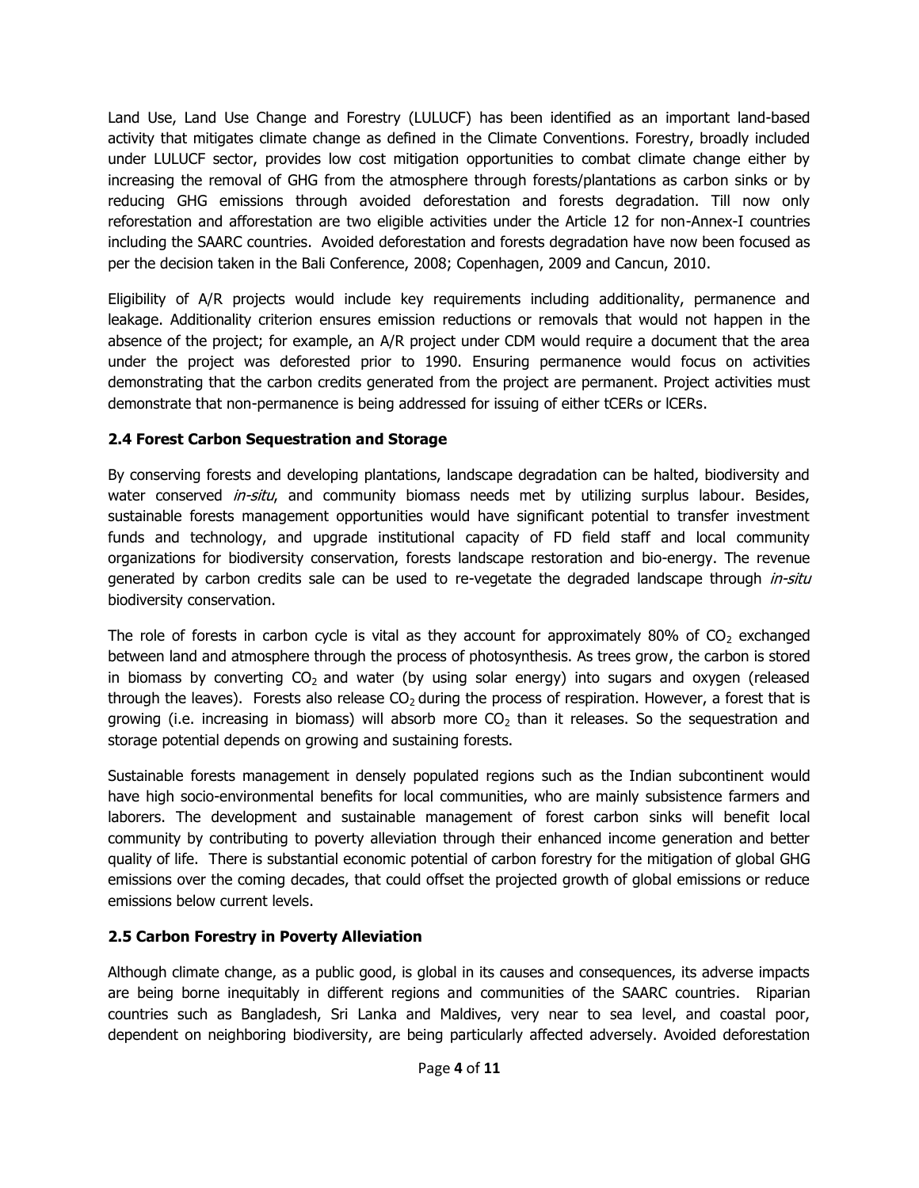Land Use, Land Use Change and Forestry (LULUCF) has been identified as an important land-based activity that mitigates climate change as defined in the Climate Conventions. Forestry, broadly included under LULUCF sector, provides low cost mitigation opportunities to combat climate change either by increasing the removal of GHG from the atmosphere through forests/plantations as carbon sinks or by reducing GHG emissions through avoided deforestation and forests degradation. Till now only reforestation and afforestation are two eligible activities under the Article 12 for non-Annex-I countries including the SAARC countries. Avoided deforestation and forests degradation have now been focused as per the decision taken in the Bali Conference, 2008; Copenhagen, 2009 and Cancun, 2010.

Eligibility of A/R projects would include key requirements including additionality, permanence and leakage. Additionality criterion ensures emission reductions or removals that would not happen in the absence of the project; for example, an A/R project under CDM would require a document that the area under the project was deforested prior to 1990. Ensuring permanence would focus on activities demonstrating that the carbon credits generated from the project are permanent. Project activities must demonstrate that non-permanence is being addressed for issuing of either tCERs or lCERs.

### 2.4 Forest Carbon Sequestration and Storage

By conserving forests and developing plantations, landscape degradation can be halted, biodiversity and water conserved *in-situ*, and community biomass needs met by utilizing surplus labour. Besides, sustainable forests management opportunities would have significant potential to transfer investment funds and technology, and upgrade institutional capacity of FD field staff and local community organizations for biodiversity conservation, forests landscape restoration and bio-energy. The revenue generated by carbon credits sale can be used to re-vegetate the degraded landscape through *in-situ* biodiversity conservation.

The role of forests in carbon cycle is vital as they account for approximately 80% of $CO_2$ exchanged between land and atmosphere through the process of photosynthesis. As trees grow, the carbon is stored in biomass by converting $CO_2$ and water (by using solar energy) into sugars and oxygen (released through the leaves). Forests also release $CO_2$ during the process of respiration. However, a forest that is growing (i.e. increasing in biomass) will absorb more $CO_2$ than it releases. So the sequestration and storage potential depends on growing and sustaining forests.

Sustainable forests management in densely populated regions such as the Indian subcontinent would have high socio-environmental benefits for local communities, who are mainly subsistence farmers and laborers. The development and sustainable management of forest carbon sinks will benefit local community by contributing to poverty alleviation through their enhanced income generation and better quality of life. There is substantial economic potential of carbon forestry for the mitigation of global GHG emissions over the coming decades, that could offset the projected growth of global emissions or reduce emissions below current levels.

### 2.5 Carbon Forestry in Poverty Alleviation

Although climate change, as a public good, is global in its causes and consequences, its adverse impacts are being borne inequitably in different regions and communities of the SAARC countries. Riparian countries such as Bangladesh, Sri Lanka and Maldives, very near to sea level, and coastal poor, dependent on neighboring biodiversity, are being particularly affected adversely. Avoided deforestation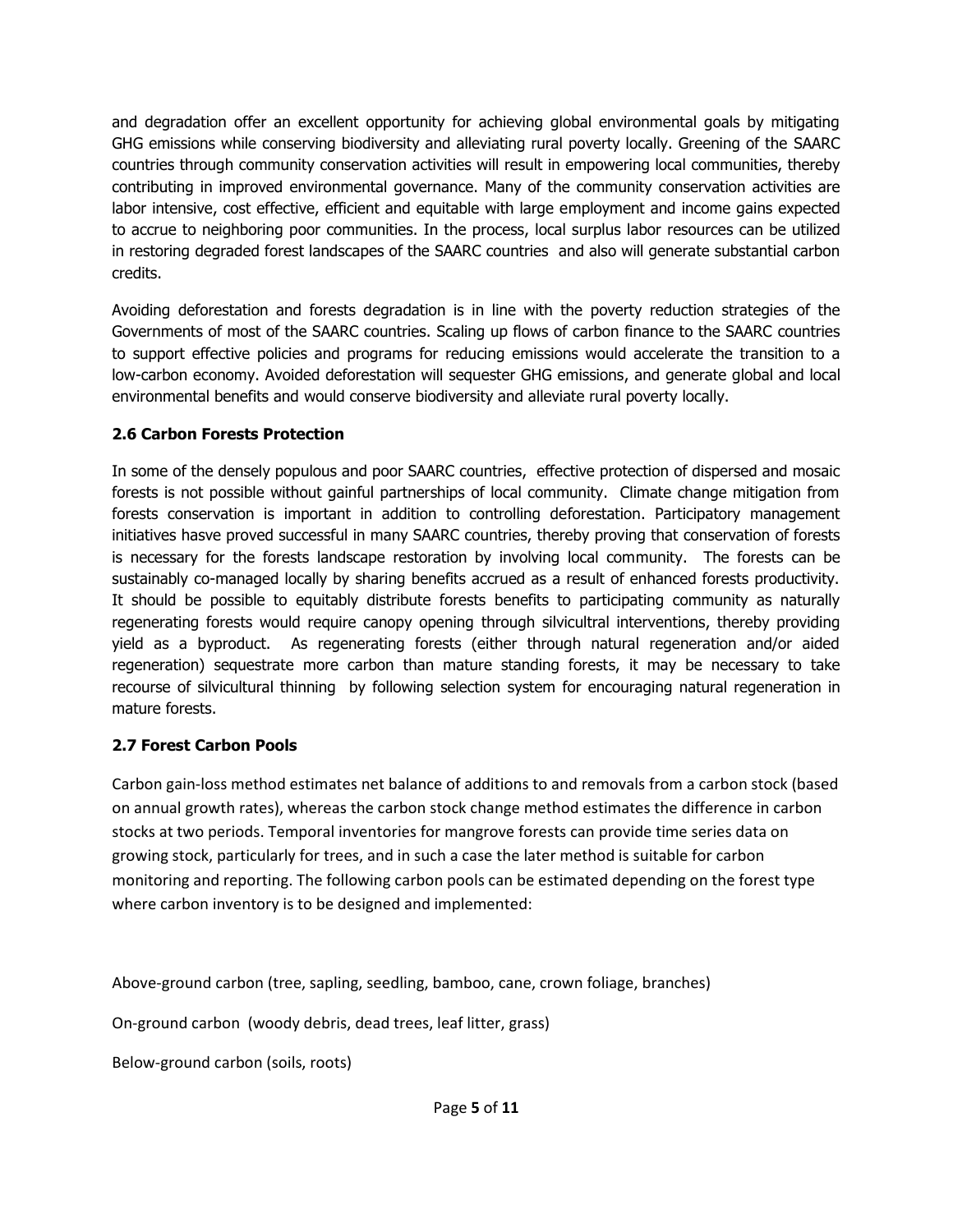and degradation offer an excellent opportunity for achieving global environmental goals by mitigating GHG emissions while conserving biodiversity and alleviating rural poverty locally. Greening of the SAARC countries through community conservation activities will result in empowering local communities, thereby contributing in improved environmental governance. Many of the community conservation activities are labor intensive, cost effective, efficient and equitable with large employment and income gains expected to accrue to neighboring poor communities. In the process, local surplus labor resources can be utilized in restoring degraded forest landscapes of the SAARC countries and also will generate substantial carbon credits.

Avoiding deforestation and forests degradation is in line with the poverty reduction strategies of the Governments of most of the SAARC countries. Scaling up flows of carbon finance to the SAARC countries to support effective policies and programs for reducing emissions would accelerate the transition to a low-carbon economy. Avoided deforestation will sequester GHG emissions, and generate global and local environmental benefits and would conserve biodiversity and alleviate rural poverty locally.

### 2.6 Carbon Forests Protection

In some of the densely populous and poor SAARC countries, effective protection of dispersed and mosaic forests is not possible without gainful partnerships of local community. Climate change mitigation from forests conservation is important in addition to controlling deforestation. Participatory management initiatives hasve proved successful in many SAARC countries, thereby proving that conservation of forests is necessary for the forests landscape restoration by involving local community. The forests can be sustainably co-managed locally by sharing benefits accrued as a result of enhanced forests productivity. It should be possible to equitably distribute forests benefits to participating community as naturally regenerating forests would require canopy opening through silvicultral interventions, thereby providing yield as a byproduct. As regenerating forests (either through natural regeneration and/or aided regeneration) sequestrate more carbon than mature standing forests, it may be necessary to take recourse of silvicultural thinning by following selection system for encouraging natural regeneration in mature forests.

### 2.7 Forest Carbon Pools

Carbon gain-loss method estimates net balance of additions to and removals from a carbon stock (based on annual growth rates), whereas the carbon stock change method estimates the difference in carbon stocks at two periods. Temporal inventories for mangrove forests can provide time series data on growing stock, particularly for trees, and in such a case the later method is suitable for carbon monitoring and reporting. The following carbon pools can be estimated depending on the forest type where carbon inventory is to be designed and implemented:

Above-ground carbon (tree, sapling, seedling, bamboo, cane, crown foliage, branches)

On-ground carbon (woody debris, dead trees, leaf litter, grass)

Below-ground carbon (soils, roots)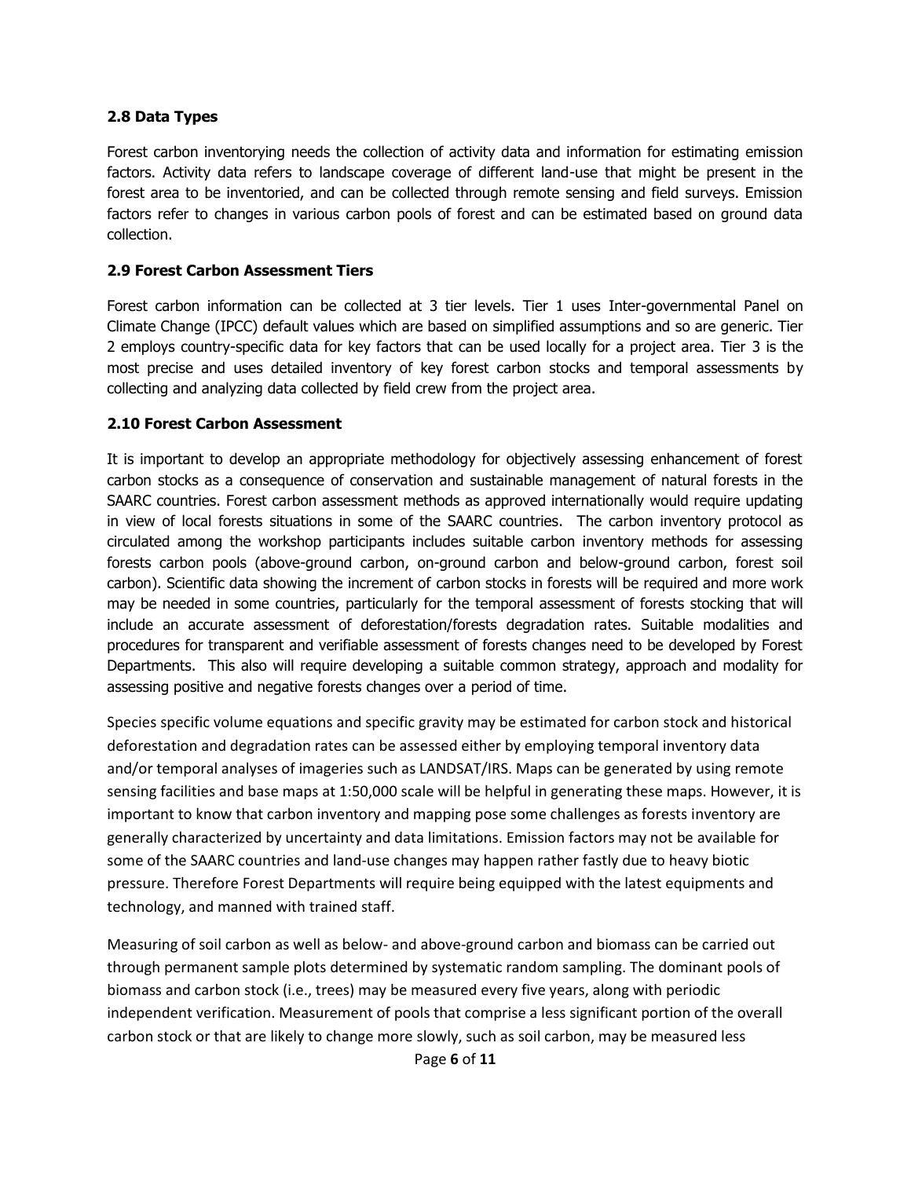### 2.8 Data Types

Forest carbon inventorying needs the collection of activity data and information for estimating emission factors. Activity data refers to landscape coverage of different land-use that might be present in the forest area to be inventoried, and can be collected through remote sensing and field surveys. Emission factors refer to changes in various carbon pools of forest and can be estimated based on ground data collection.

### 2.9 Forest Carbon Assessment Tiers

Forest carbon information can be collected at 3 tier levels. Tier 1 uses Inter-governmental Panel on Climate Change (IPCC) default values which are based on simplified assumptions and so are generic. Tier 2 employs country-specific data for key factors that can be used locally for a project area. Tier 3 is the most precise and uses detailed inventory of key forest carbon stocks and temporal assessments by collecting and analyzing data collected by field crew from the project area.

### 2.10 Forest Carbon Assessment

It is important to develop an appropriate methodology for objectively assessing enhancement of forest carbon stocks as a consequence of conservation and sustainable management of natural forests in the SAARC countries. Forest carbon assessment methods as approved internationally would require updating in view of local forests situations in some of the SAARC countries. The carbon inventory protocol as circulated among the workshop participants includes suitable carbon inventory methods for assessing forests carbon pools (above-ground carbon, on-ground carbon and below-ground carbon, forest soil carbon). Scientific data showing the increment of carbon stocks in forests will be required and more work may be needed in some countries, particularly for the temporal assessment of forests stocking that will include an accurate assessment of deforestation/forests degradation rates. Suitable modalities and procedures for transparent and verifiable assessment of forests changes need to be developed by Forest Departments. This also will require developing a suitable common strategy, approach and modality for assessing positive and negative forests changes over a period of time.

Species specific volume equations and specific gravity may be estimated for carbon stock and historical deforestation and degradation rates can be assessed either by employing temporal inventory data and/or temporal analyses of imageries such as LANDSAT/IRS. Maps can be generated by using remote sensing facilities and base maps at 1:50,000 scale will be helpful in generating these maps. However, it is important to know that carbon inventory and mapping pose some challenges as forests inventory are generally characterized by uncertainty and data limitations. Emission factors may not be available for some of the SAARC countries and land-use changes may happen rather fastly due to heavy biotic pressure. Therefore Forest Departments will require being equipped with the latest equipments and technology, and manned with trained staff.

Measuring of soil carbon as well as below- and above-ground carbon and biomass can be carried out through permanent sample plots determined by systematic random sampling. The dominant pools of biomass and carbon stock (i.e., trees) may be measured every five years, along with periodic independent verification. Measurement of pools that comprise a less significant portion of the overall carbon stock or that are likely to change more slowly, such as soil carbon, may be measured less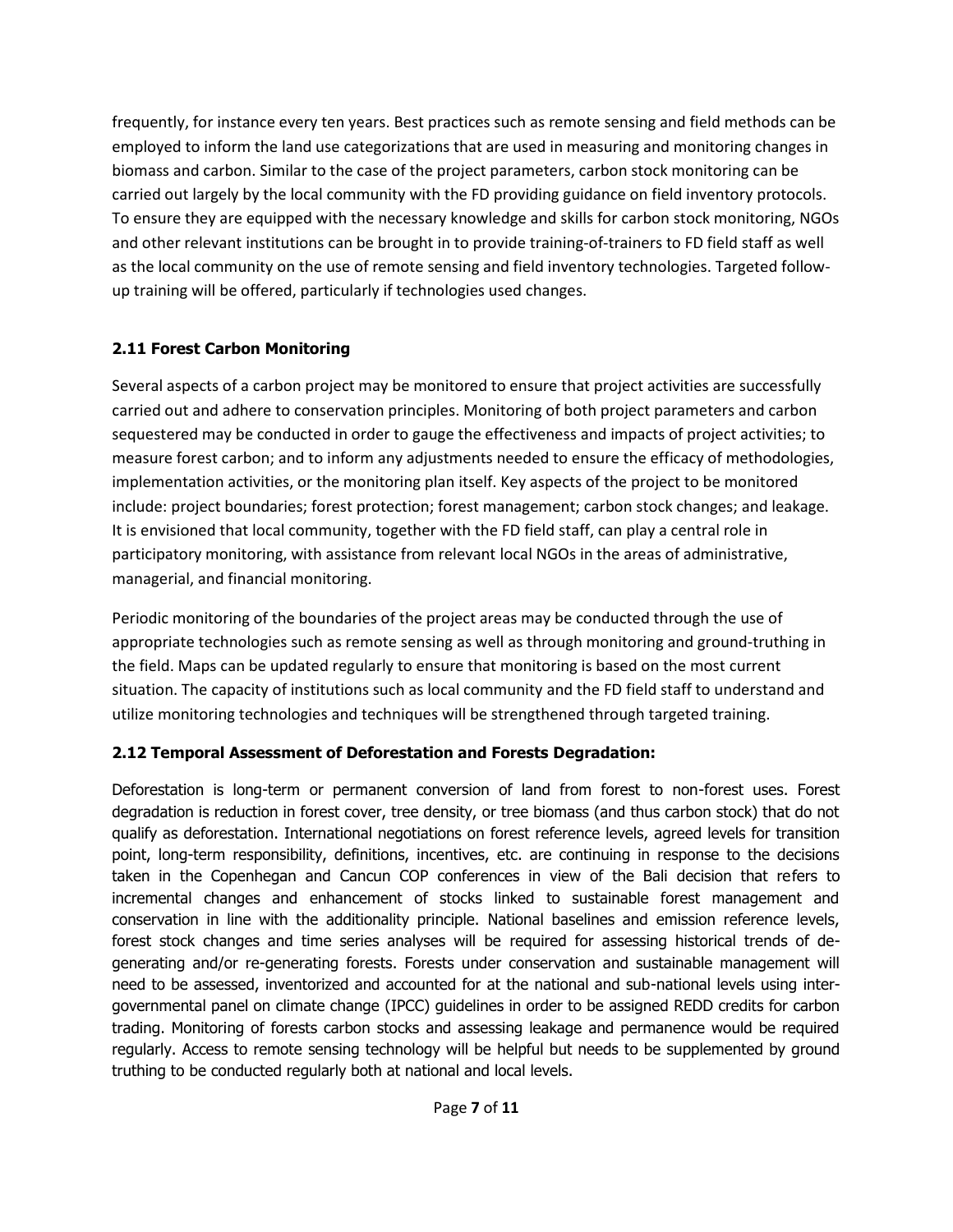frequently, for instance every ten years. Best practices such as remote sensing and field methods can be employed to inform the land use categorizations that are used in measuring and monitoring changes in biomass and carbon. Similar to the case of the project parameters, carbon stock monitoring can be carried out largely by the local community with the FD providing guidance on field inventory protocols. To ensure they are equipped with the necessary knowledge and skills for carbon stock monitoring, NGOs and other relevant institutions can be brought in to provide training-of-trainers to FD field staff as well as the local community on the use of remote sensing and field inventory technologies. Targeted follow-up training will be offered, particularly if technologies used changes.

### 2.11 Forest Carbon Monitoring

Several aspects of a carbon project may be monitored to ensure that project activities are successfully carried out and adhere to conservation principles. Monitoring of both project parameters and carbon sequestered may be conducted in order to gauge the effectiveness and impacts of project activities; to measure forest carbon; and to inform any adjustments needed to ensure the efficacy of methodologies, implementation activities, or the monitoring plan itself. Key aspects of the project to be monitored include: project boundaries; forest protection; forest management; carbon stock changes; and leakage. It is envisioned that local community, together with the FD field staff, can play a central role in participatory monitoring, with assistance from relevant local NGOs in the areas of administrative, managerial, and financial monitoring.

Periodic monitoring of the boundaries of the project areas may be conducted through the use of appropriate technologies such as remote sensing as well as through monitoring and ground-truthing in the field. Maps can be updated regularly to ensure that monitoring is based on the most current situation. The capacity of institutions such as local community and the FD field staff to understand and utilize monitoring technologies and techniques will be strengthened through targeted training.

### 2.12 Temporal Assessment of Deforestation and Forests Degradation:

Deforestation is long-term or permanent conversion of land from forest to non-forest uses. Forest degradation is reduction in forest cover, tree density, or tree biomass (and thus carbon stock) that do not qualify as deforestation. International negotiations on forest reference levels, agreed levels for transition point, long-term responsibility, definitions, incentives, etc. are continuing in response to the decisions taken in the Copenhegan and Cancun COP conferences in view of the Bali decision that refers to incremental changes and enhancement of stocks linked to sustainable forest management and conservation in line with the additionality principle. National baselines and emission reference levels, forest stock changes and time series analyses will be required for assessing historical trends of de-generating and/or re-generating forests. Forests under conservation and sustainable management will need to be assessed, inventorized and accounted for at the national and sub-national levels using inter-governmental panel on climate change (IPCC) guidelines in order to be assigned REDD credits for carbon trading. Monitoring of forests carbon stocks and assessing leakage and permanence would be required regularly. Access to remote sensing technology will be helpful but needs to be supplemented by ground truthing to be conducted regularly both at national and local levels.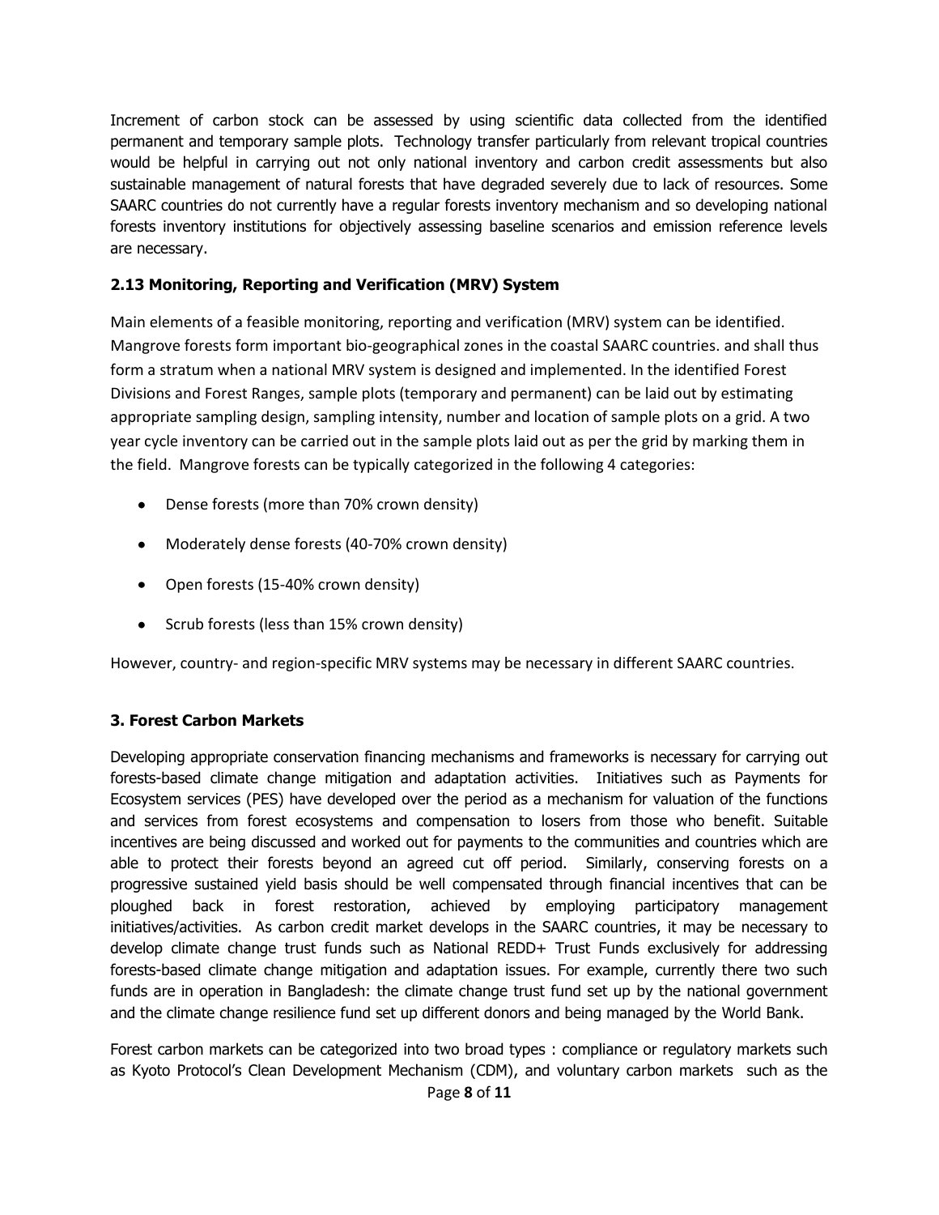Increment of carbon stock can be assessed by using scientific data collected from the identified permanent and temporary sample plots. Technology transfer particularly from relevant tropical countries would be helpful in carrying out not only national inventory and carbon credit assessments but also sustainable management of natural forests that have degraded severely due to lack of resources. Some SAARC countries do not currently have a regular forests inventory mechanism and so developing national forests inventory institutions for objectively assessing baseline scenarios and emission reference levels are necessary.

### 2.13 Monitoring, Reporting and Verification (MRV) System

Main elements of a feasible monitoring, reporting and verification (MRV) system can be identified. Mangrove forests form important bio-geographical zones in the coastal SAARC countries. and shall thus form a stratum when a national MRV system is designed and implemented. In the identified Forest Divisions and Forest Ranges, sample plots (temporary and permanent) can be laid out by estimating appropriate sampling design, sampling intensity, number and location of sample plots on a grid. A two year cycle inventory can be carried out in the sample plots laid out as per the grid by marking them in the field. Mangrove forests can be typically categorized in the following 4 categories:

- Dense forests (more than 70% crown density)
- Moderately dense forests (40-70% crown density)
- Open forests (15-40% crown density)
- Scrub forests (less than 15% crown density)

However, country- and region-specific MRV systems may be necessary in different SAARC countries.

## 3. Forest Carbon Markets

Developing appropriate conservation financing mechanisms and frameworks is necessary for carrying out forests-based climate change mitigation and adaptation activities. Initiatives such as Payments for Ecosystem services (PES) have developed over the period as a mechanism for valuation of the functions and services from forest ecosystems and compensation to losers from those who benefit. Suitable incentives are being discussed and worked out for payments to the communities and countries which are able to protect their forests beyond an agreed cut off period. Similarly, conserving forests on a progressive sustained yield basis should be well compensated through financial incentives that can be ploughed back in forest restoration, achieved by employing participatory management initiatives/activities. As carbon credit market develops in the SAARC countries, it may be necessary to develop climate change trust funds such as National REDD+ Trust Funds exclusively for addressing forests-based climate change mitigation and adaptation issues. For example, currently there two such funds are in operation in Bangladesh: the climate change trust fund set up by the national government and the climate change resilience fund set up different donors and being managed by the World Bank.

Forest carbon markets can be categorized into two broad types : compliance or regulatory markets such as Kyoto Protocol's Clean Development Mechanism (CDM), and voluntary carbon markets such as the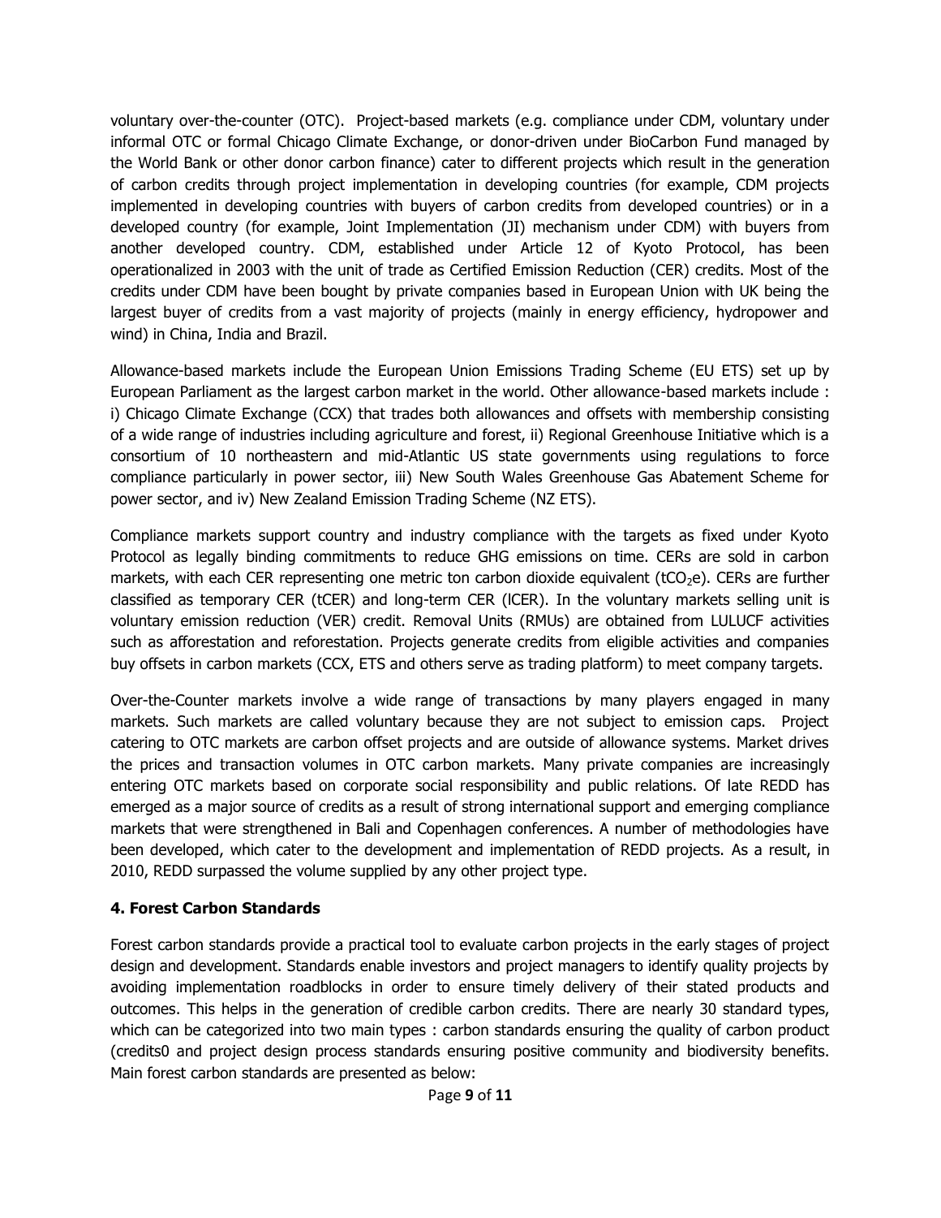voluntary over-the-counter (OTC). Project-based markets (e.g. compliance under CDM, voluntary under informal OTC or formal Chicago Climate Exchange, or donor-driven under BioCarbon Fund managed by the World Bank or other donor carbon finance) cater to different projects which result in the generation of carbon credits through project implementation in developing countries (for example, CDM projects implemented in developing countries with buyers of carbon credits from developed countries) or in a developed country (for example, Joint Implementation (JI) mechanism under CDM) with buyers from another developed country. CDM, established under Article 12 of Kyoto Protocol, has been operationalized in 2003 with the unit of trade as Certified Emission Reduction (CER) credits. Most of the credits under CDM have been bought by private companies based in European Union with UK being the largest buyer of credits from a vast majority of projects (mainly in energy efficiency, hydropower and wind) in China, India and Brazil.

Allowance-based markets include the European Union Emissions Trading Scheme (EU ETS) set up by European Parliament as the largest carbon market in the world. Other allowance-based markets include : i) Chicago Climate Exchange (CCX) that trades both allowances and offsets with membership consisting of a wide range of industries including agriculture and forest, ii) Regional Greenhouse Initiative which is a consortium of 10 northeastern and mid-Atlantic US state governments using regulations to force compliance particularly in power sector, iii) New South Wales Greenhouse Gas Abatement Scheme for power sector, and iv) New Zealand Emission Trading Scheme (NZ ETS).

Compliance markets support country and industry compliance with the targets as fixed under Kyoto Protocol as legally binding commitments to reduce GHG emissions on time. CERs are sold in carbon markets, with each CER representing one metric ton carbon dioxide equivalent ($tCO_2e$). CERs are further classified as temporary CER (tCER) and long-term CER (lCER). In the voluntary markets selling unit is voluntary emission reduction (VER) credit. Removal Units (RMUs) are obtained from LULUCF activities such as afforestation and reforestation. Projects generate credits from eligible activities and companies buy offsets in carbon markets (CCX, ETS and others serve as trading platform) to meet company targets.

Over-the-Counter markets involve a wide range of transactions by many players engaged in many markets. Such markets are called voluntary because they are not subject to emission caps. Project catering to OTC markets are carbon offset projects and are outside of allowance systems. Market drives the prices and transaction volumes in OTC carbon markets. Many private companies are increasingly entering OTC markets based on corporate social responsibility and public relations. Of late REDD has emerged as a major source of credits as a result of strong international support and emerging compliance markets that were strengthened in Bali and Copenhagen conferences. A number of methodologies have been developed, which cater to the development and implementation of REDD projects. As a result, in 2010, REDD surpassed the volume supplied by any other project type.

## 4. Forest Carbon Standards

Forest carbon standards provide a practical tool to evaluate carbon projects in the early stages of project design and development. Standards enable investors and project managers to identify quality projects by avoiding implementation roadblocks in order to ensure timely delivery of their stated products and outcomes. This helps in the generation of credible carbon credits. There are nearly 30 standard types, which can be categorized into two main types : carbon standards ensuring the quality of carbon product (credits0 and project design process standards ensuring positive community and biodiversity benefits. Main forest carbon standards are presented as below: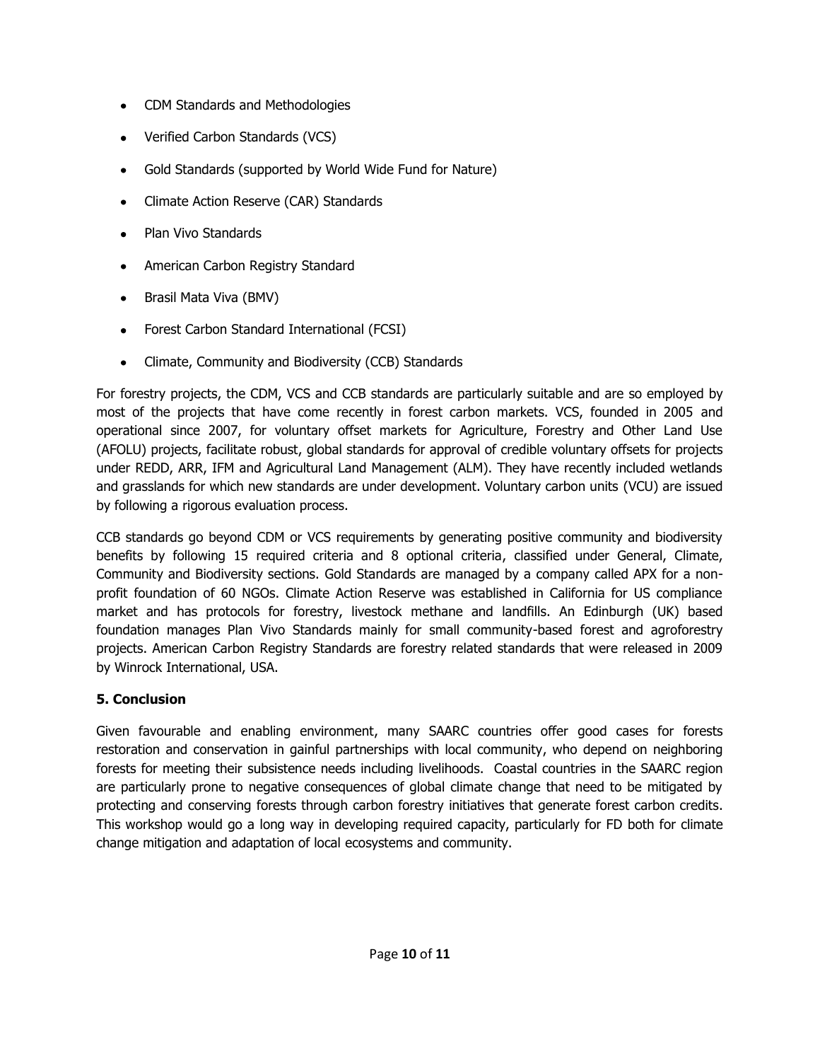- CDM Standards and Methodologies
- Verified Carbon Standards (VCS)
- Gold Standards (supported by World Wide Fund for Nature)
- Climate Action Reserve (CAR) Standards
- Plan Vivo Standards
- American Carbon Registry Standard
- Brasil Mata Viva (BMV)
- Forest Carbon Standard International (FCSI)
- Climate, Community and Biodiversity (CCB) Standards

For forestry projects, the CDM, VCS and CCB standards are particularly suitable and are so employed by most of the projects that have come recently in forest carbon markets. VCS, founded in 2005 and operational since 2007, for voluntary offset markets for Agriculture, Forestry and Other Land Use (AFOLU) projects, facilitate robust, global standards for approval of credible voluntary offsets for projects under REDD, ARR, IFM and Agricultural Land Management (ALM). They have recently included wetlands and grasslands for which new standards are under development. Voluntary carbon units (VCU) are issued by following a rigorous evaluation process.

CCB standards go beyond CDM or VCS requirements by generating positive community and biodiversity benefits by following 15 required criteria and 8 optional criteria, classified under General, Climate, Community and Biodiversity sections. Gold Standards are managed by a company called APX for a non-profit foundation of 60 NGOs. Climate Action Reserve was established in California for US compliance market and has protocols for forestry, livestock methane and landfills. An Edinburgh (UK) based foundation manages Plan Vivo Standards mainly for small community-based forest and agroforestry projects. American Carbon Registry Standards are forestry related standards that were released in 2009 by Winrock International, USA.

## 5. Conclusion

Given favourable and enabling environment, many SAARC countries offer good cases for forests restoration and conservation in gainful partnerships with local community, who depend on neighboring forests for meeting their subsistence needs including livelihoods. Coastal countries in the SAARC region are particularly prone to negative consequences of global climate change that need to be mitigated by protecting and conserving forests through carbon forestry initiatives that generate forest carbon credits. This workshop would go a long way in developing required capacity, particularly for FD both for climate change mitigation and adaptation of local ecosystems and community.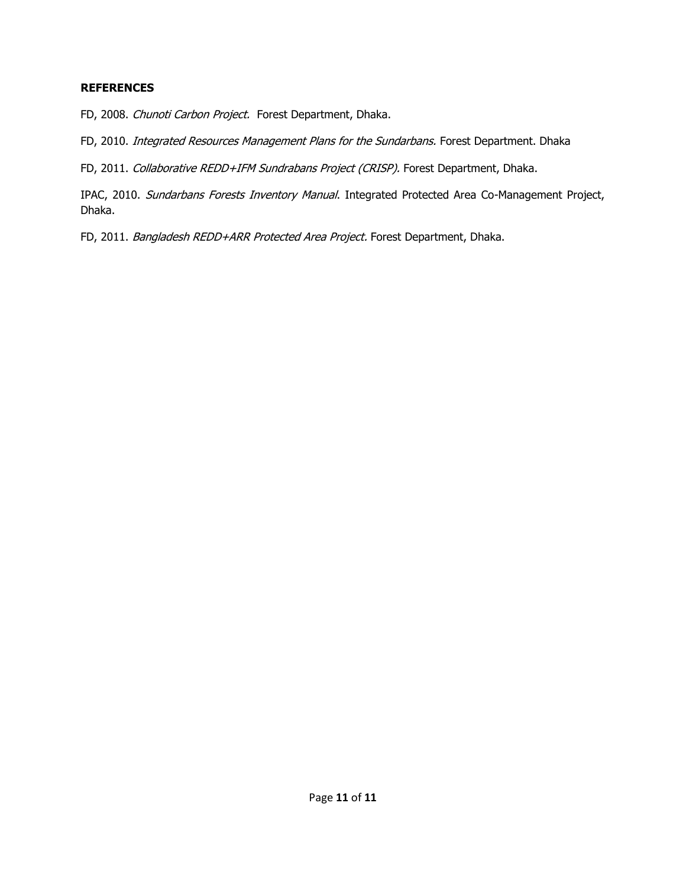## REFERENCES

FD, 2008. *Chunoti Carbon Project.* Forest Department, Dhaka.

FD, 2010. *Integrated Resources Management Plans for the Sundarbans.* Forest Department. Dhaka

FD, 2011. *Collaborative REDD+IFM Sundrabans Project (CRISP).* Forest Department, Dhaka.

IPAC, 2010. *Sundarbans Forests Inventory Manual*. Integrated Protected Area Co-Management Project, Dhaka.

FD, 2011. *Bangladesh REDD+ARR Protected Area Project.* Forest Department, Dhaka.